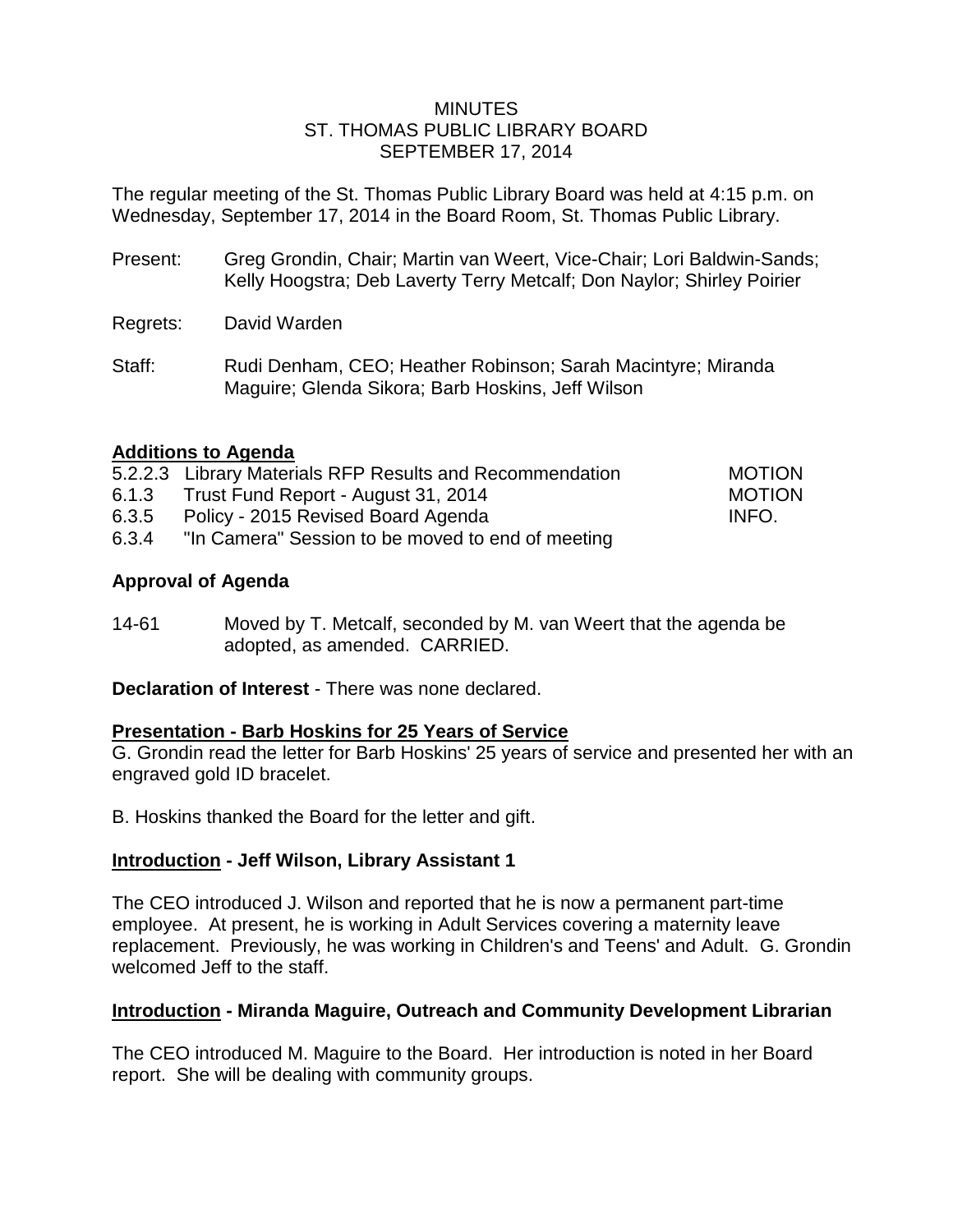MINUTES
ST. THOMAS PUBLIC LIBRARY BOARD
SEPTEMBER 17, 2014

The regular meeting of the St. Thomas Public Library Board was held at 4:15 p.m. on Wednesday, September 17, 2014 in the Board Room, St. Thomas Public Library.

Present: Greg Grondin, Chair; Martin van Weert, Vice-Chair; Lori Baldwin-Sands; Kelly Hoogstra; Deb Laverty Terry Metcalf; Don Naylor; Shirley Poirier

Regrets: David Warden

Staff: Rudi Denham, CEO; Heather Robinson; Sarah Macintyre; Miranda Maguire; Glenda Sikora; Barb Hoskins, Jeff Wilson

## Additions to Agenda

| | | |
|---|---|---|
| 5.2.2.3 | Library Materials RFP Results and Recommendation | MOTION |
| 6.1.3 | Trust Fund Report - August 31, 2014 | MOTION |
| 6.3.5 | Policy - 2015 Revised Board Agenda | INFO. |
| 6.3.4 | "In Camera" Session to be moved to end of meeting | |

## Approval of Agenda

14-61 Moved by T. Metcalf, seconded by M. van Weert that the agenda be adopted, as amended. CARRIED.

**Declaration of Interest** - There was none declared.

## Presentation - Barb Hoskins for 25 Years of Service

G. Grondin read the letter for Barb Hoskins' 25 years of service and presented her with an engraved gold ID bracelet.

B. Hoskins thanked the Board for the letter and gift.

## Introduction - Jeff Wilson, Library Assistant 1

The CEO introduced J. Wilson and reported that he is now a permanent part-time employee. At present, he is working in Adult Services covering a maternity leave replacement. Previously, he was working in Children's and Teens' and Adult. G. Grondin welcomed Jeff to the staff.

## Introduction - Miranda Maguire, Outreach and Community Development Librarian

The CEO introduced M. Maguire to the Board. Her introduction is noted in her Board report. She will be dealing with community groups.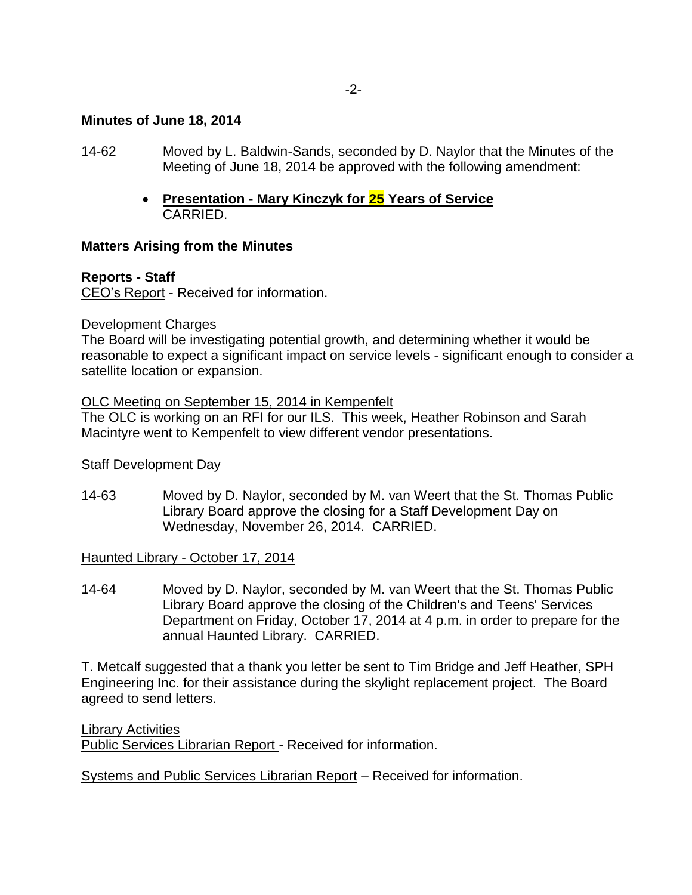**Minutes of June 18, 2014**

14-62 Moved by L. Baldwin-Sands, seconded by D. Naylor that the Minutes of the Meeting of June 18, 2014 be approved with the following amendment:

- **Presentation - Mary Kinczyk for 25 Years of Service**
  CARRIED.

**Matters Arising from the Minutes**

**Reports - Staff**

CEO's Report - Received for information.

Development Charges

The Board will be investigating potential growth, and determining whether it would be reasonable to expect a significant impact on service levels - significant enough to consider a satellite location or expansion.

OLC Meeting on September 15, 2014 in Kempenfelt

The OLC is working on an RFI for our ILS. This week, Heather Robinson and Sarah Macintyre went to Kempenfelt to view different vendor presentations.

Staff Development Day

14-63 Moved by D. Naylor, seconded by M. van Weert that the St. Thomas Public Library Board approve the closing for a Staff Development Day on Wednesday, November 26, 2014. CARRIED.

Haunted Library - October 17, 2014

14-64 Moved by D. Naylor, seconded by M. van Weert that the St. Thomas Public Library Board approve the closing of the Children's and Teens' Services Department on Friday, October 17, 2014 at 4 p.m. in order to prepare for the annual Haunted Library. CARRIED.

T. Metcalf suggested that a thank you letter be sent to Tim Bridge and Jeff Heather, SPH Engineering Inc. for their assistance during the skylight replacement project. The Board agreed to send letters.

Library Activities

Public Services Librarian Report - Received for information.

Systems and Public Services Librarian Report – Received for information.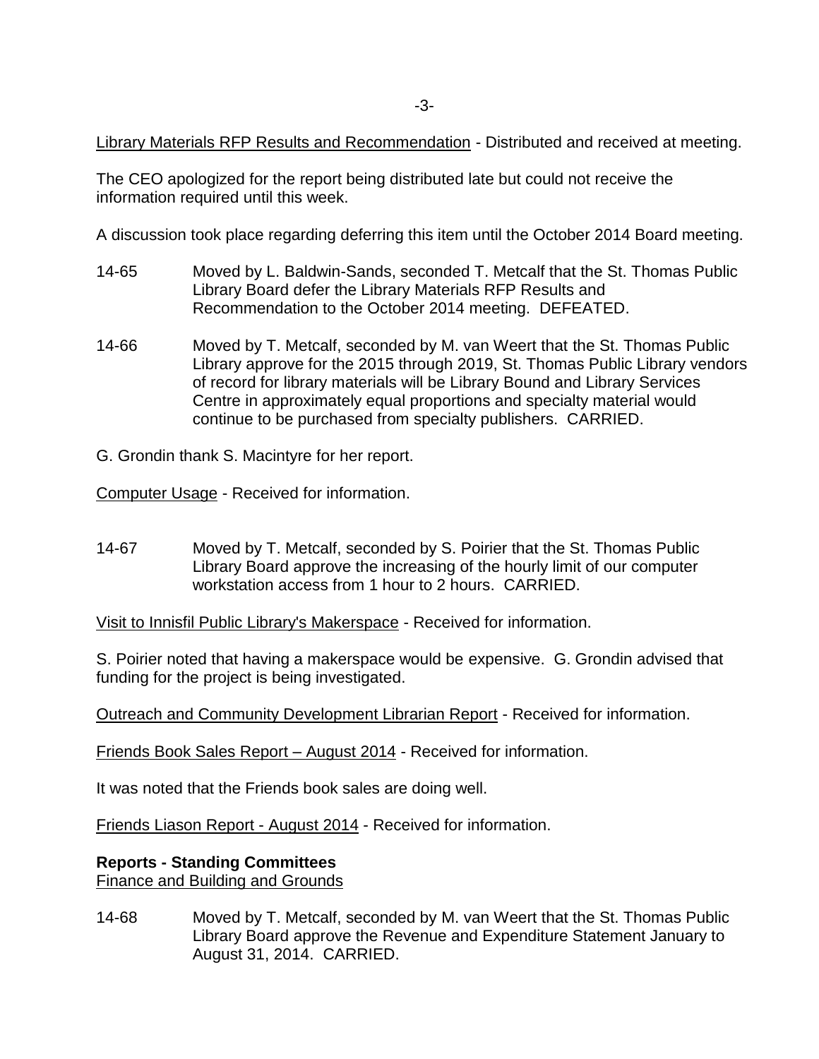<u>Library Materials RFP Results and Recommendation</u> - Distributed and received at meeting.

The CEO apologized for the report being distributed late but could not receive the information required until this week.

A discussion took place regarding deferring this item until the October 2014 Board meeting.

14-65 Moved by L. Baldwin-Sands, seconded T. Metcalf that the St. Thomas Public Library Board defer the Library Materials RFP Results and Recommendation to the October 2014 meeting. DEFEATED.

14-66 Moved by T. Metcalf, seconded by M. van Weert that the St. Thomas Public Library approve for the 2015 through 2019, St. Thomas Public Library vendors of record for library materials will be Library Bound and Library Services Centre in approximately equal proportions and specialty material would continue to be purchased from specialty publishers. CARRIED.

G. Grondin thank S. Macintyre for her report.

<u>Computer Usage</u> - Received for information.

14-67 Moved by T. Metcalf, seconded by S. Poirier that the St. Thomas Public Library Board approve the increasing of the hourly limit of our computer workstation access from 1 hour to 2 hours. CARRIED.

<u>Visit to Innisfil Public Library's Makerspace</u> - Received for information.

S. Poirier noted that having a makerspace would be expensive. G. Grondin advised that funding for the project is being investigated.

<u>Outreach and Community Development Librarian Report</u> - Received for information.

<u>Friends Book Sales Report – August 2014</u> - Received for information.

It was noted that the Friends book sales are doing well.

<u>Friends Liason Report - August 2014</u> - Received for information.

**Reports - Standing Committees**

<u>Finance and Building and Grounds</u>

14-68 Moved by T. Metcalf, seconded by M. van Weert that the St. Thomas Public Library Board approve the Revenue and Expenditure Statement January to August 31, 2014. CARRIED.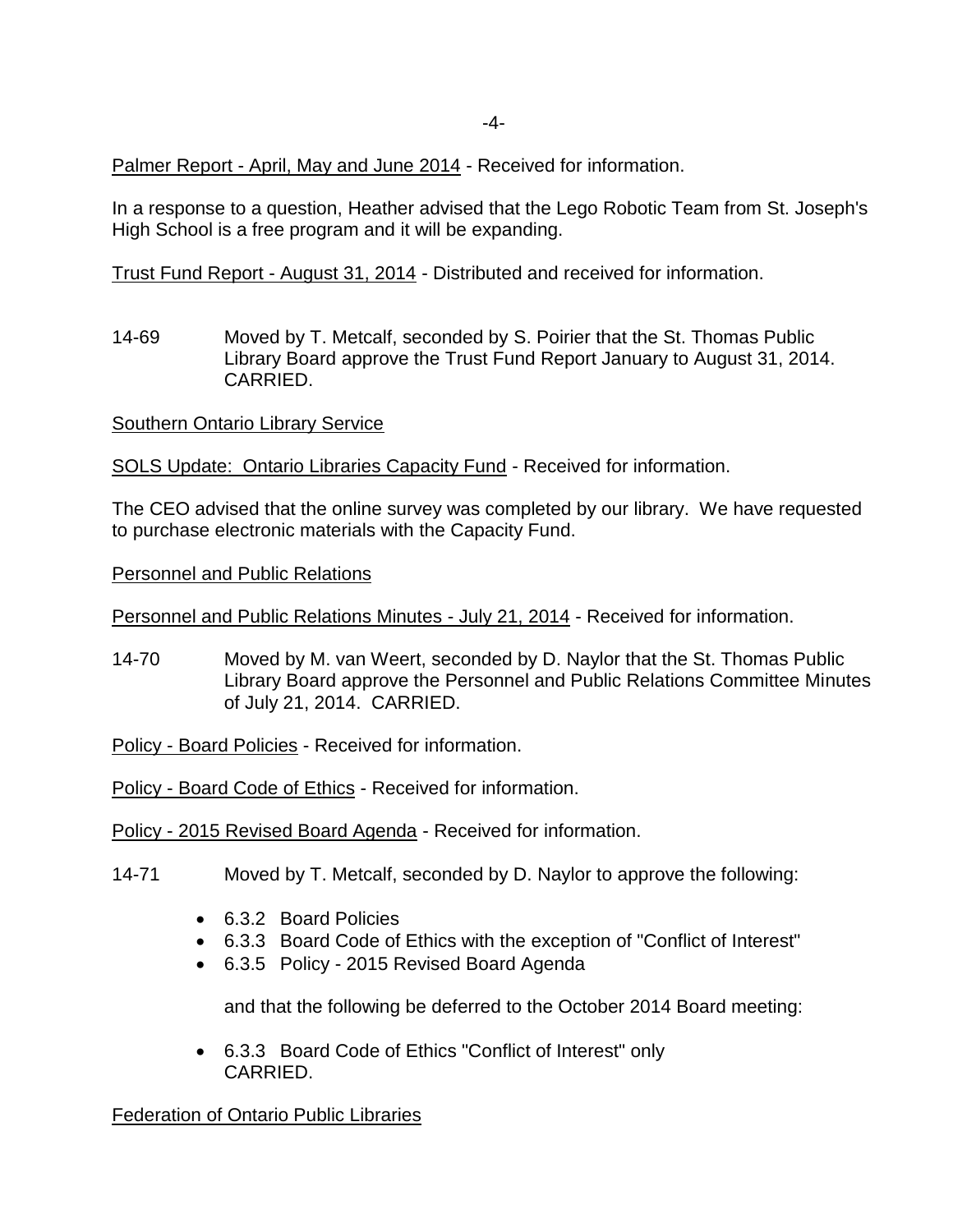<u>Palmer Report - April, May and June 2014</u> - Received for information.

In a response to a question, Heather advised that the Lego Robotic Team from St. Joseph's High School is a free program and it will be expanding.

<u>Trust Fund Report - August 31, 2014</u> - Distributed and received for information.

14-69 Moved by T. Metcalf, seconded by S. Poirier that the St. Thomas Public Library Board approve the Trust Fund Report January to August 31, 2014. CARRIED.

<u>Southern Ontario Library Service</u>

<u>SOLS Update: Ontario Libraries Capacity Fund</u> - Received for information.

The CEO advised that the online survey was completed by our library. We have requested to purchase electronic materials with the Capacity Fund.

<u>Personnel and Public Relations</u>

<u>Personnel and Public Relations Minutes - July 21, 2014</u> - Received for information.

14-70 Moved by M. van Weert, seconded by D. Naylor that the St. Thomas Public Library Board approve the Personnel and Public Relations Committee Minutes of July 21, 2014. CARRIED.

<u>Policy - Board Policies</u> - Received for information.

<u>Policy - Board Code of Ethics</u> - Received for information.

<u>Policy - 2015 Revised Board Agenda</u> - Received for information.

14-71 Moved by T. Metcalf, seconded by D. Naylor to approve the following:

- 6.3.2 Board Policies
- 6.3.3 Board Code of Ethics with the exception of "Conflict of Interest"
- 6.3.5 Policy - 2015 Revised Board Agenda

and that the following be deferred to the October 2014 Board meeting:

- 6.3.3 Board Code of Ethics "Conflict of Interest" only
  CARRIED.

<u>Federation of Ontario Public Libraries</u>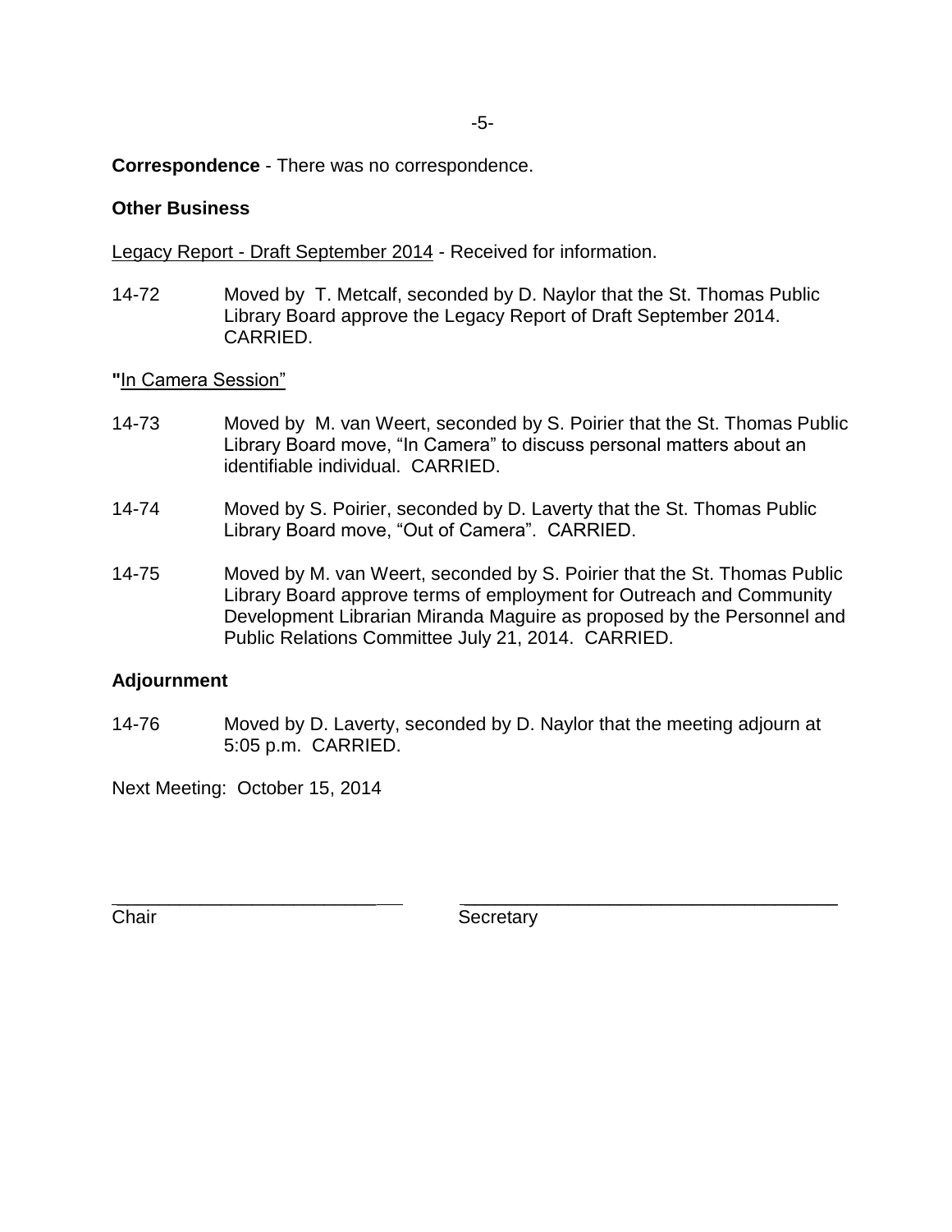**Correspondence** - There was no correspondence.

**Other Business**

Legacy Report - Draft September 2014 - Received for information.

14-72 Moved by T. Metcalf, seconded by D. Naylor that the St. Thomas Public Library Board approve the Legacy Report of Draft September 2014. CARRIED.

"In Camera Session"

14-73 Moved by M. van Weert, seconded by S. Poirier that the St. Thomas Public Library Board move, "In Camera" to discuss personal matters about an identifiable individual. CARRIED.

14-74 Moved by S. Poirier, seconded by D. Laverty that the St. Thomas Public Library Board move, "Out of Camera". CARRIED.

14-75 Moved by M. van Weert, seconded by S. Poirier that the St. Thomas Public Library Board approve terms of employment for Outreach and Community Development Librarian Miranda Maguire as proposed by the Personnel and Public Relations Committee July 21, 2014. CARRIED.

**Adjournment**

14-76 Moved by D. Laverty, seconded by D. Naylor that the meeting adjourn at 5:05 p.m. CARRIED.

Next Meeting: October 15, 2014

___________________________ ___________________________

Chair Secretary